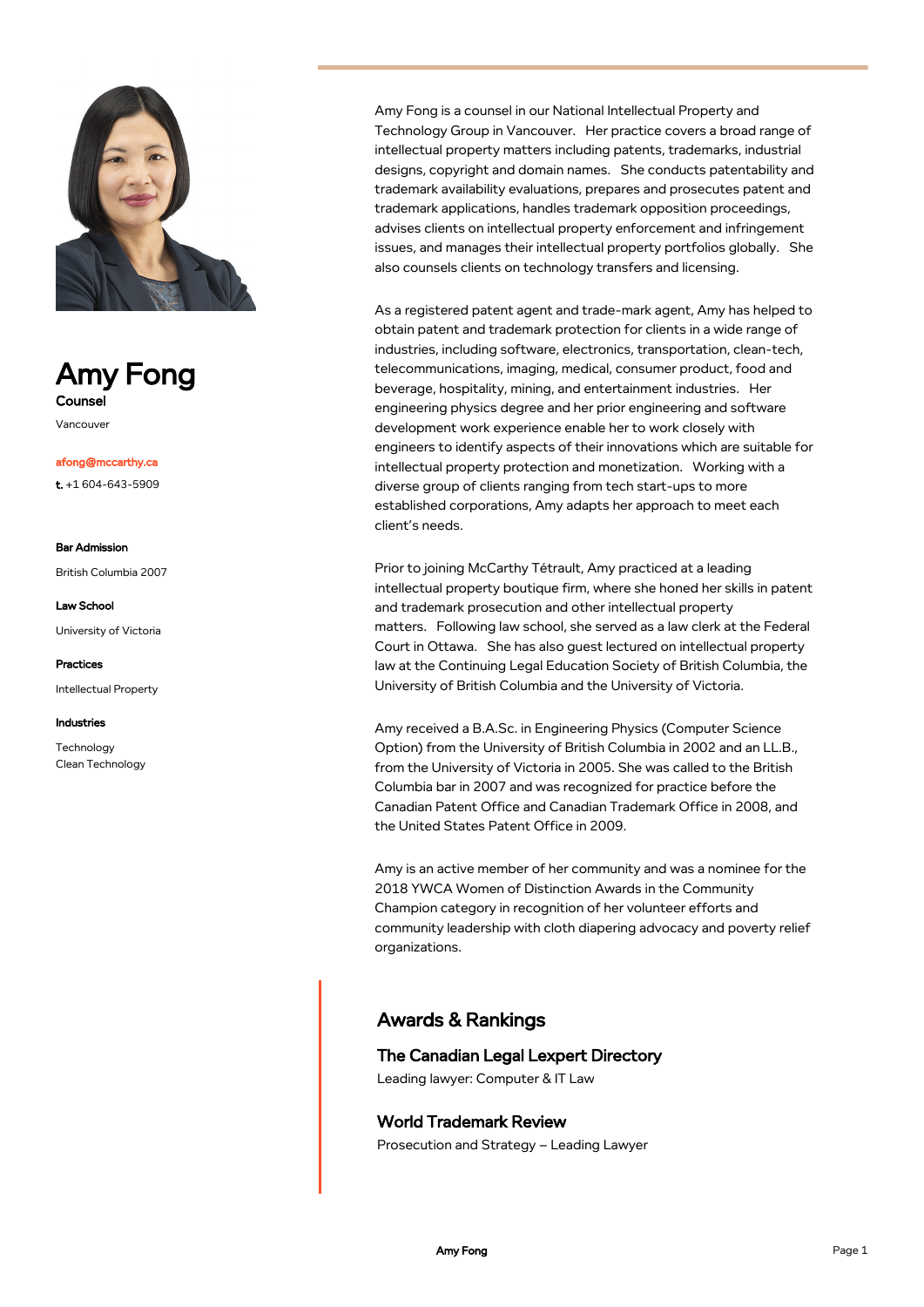# Amy Fong

**Counsel**

Vancouver

afong@mccarthy.ca

**t.** +1 604-643-5909

**Bar Admission**

British Columbia 2007

**Law School**

University of Victoria

**Practices**

Intellectual Property

**Industries**

Technology
Clean Technology

Amy Fong is a counsel in our National Intellectual Property and Technology Group in Vancouver. Her practice covers a broad range of intellectual property matters including patents, trademarks, industrial designs, copyright and domain names. She conducts patentability and trademark availability evaluations, prepares and prosecutes patent and trademark applications, handles trademark opposition proceedings, advises clients on intellectual property enforcement and infringement issues, and manages their intellectual property portfolios globally. She also counsels clients on technology transfers and licensing.

As a registered patent agent and trade-mark agent, Amy has helped to obtain patent and trademark protection for clients in a wide range of industries, including software, electronics, transportation, clean-tech, telecommunications, imaging, medical, consumer product, food and beverage, hospitality, mining, and entertainment industries. Her engineering physics degree and her prior engineering and software development work experience enable her to work closely with engineers to identify aspects of their innovations which are suitable for intellectual property protection and monetization. Working with a diverse group of clients ranging from tech start-ups to more established corporations, Amy adapts her approach to meet each client's needs.

Prior to joining McCarthy Tétrault, Amy practiced at a leading intellectual property boutique firm, where she honed her skills in patent and trademark prosecution and other intellectual property matters. Following law school, she served as a law clerk at the Federal Court in Ottawa. She has also guest lectured on intellectual property law at the Continuing Legal Education Society of British Columbia, the University of British Columbia and the University of Victoria.

Amy received a B.A.Sc. in Engineering Physics (Computer Science Option) from the University of British Columbia in 2002 and an LL.B., from the University of Victoria in 2005. She was called to the British Columbia bar in 2007 and was recognized for practice before the Canadian Patent Office and Canadian Trademark Office in 2008, and the United States Patent Office in 2009.

Amy is an active member of her community and was a nominee for the 2018 YWCA Women of Distinction Awards in the Community Champion category in recognition of her volunteer efforts and community leadership with cloth diapering advocacy and poverty relief organizations.

## Awards & Rankings

### The Canadian Legal Lexpert Directory

Leading lawyer: Computer & IT Law

### World Trademark Review

Prosecution and Strategy – Leading Lawyer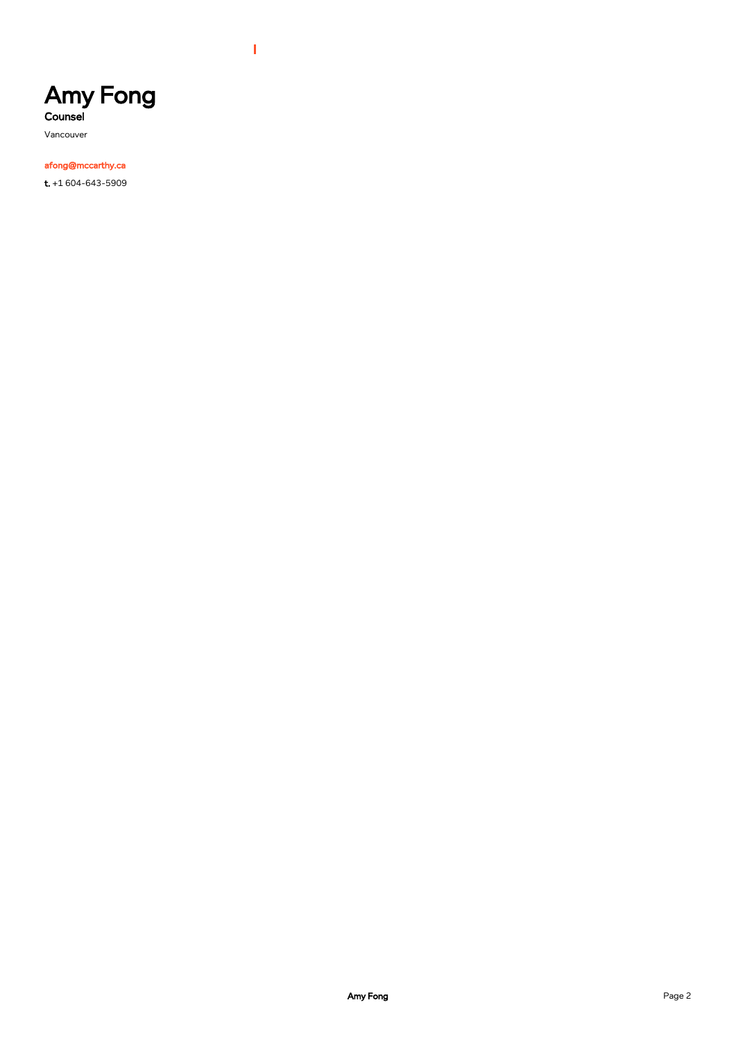# Amy Fong

**Counsel**

Vancouver

afong@mccarthy.ca

**t.** +1 604-643-5909